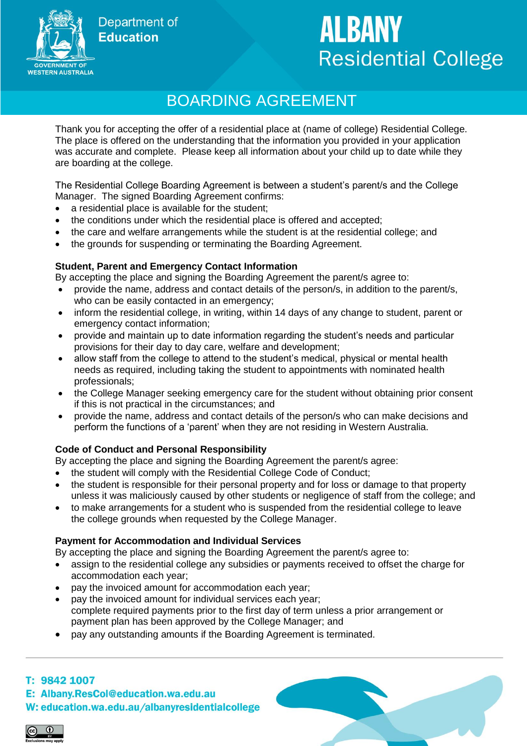Department of Education

GOVERNMENT OF WESTERN AUSTRALIA

# ALBANY Residential College

## BOARDING AGREEMENT

Thank you for accepting the offer of a residential place at (name of college) Residential College. The place is offered on the understanding that the information you provided in your application was accurate and complete. Please keep all information about your child up to date while they are boarding at the college.

The Residential College Boarding Agreement is between a student's parent/s and the College Manager. The signed Boarding Agreement confirms:

- a residential place is available for the student;
- the conditions under which the residential place is offered and accepted;
- the care and welfare arrangements while the student is at the residential college; and
- the grounds for suspending or terminating the Boarding Agreement.

**Student, Parent and Emergency Contact Information**

By accepting the place and signing the Boarding Agreement the parent/s agree to:

- provide the name, address and contact details of the person/s, in addition to the parent/s, who can be easily contacted in an emergency;
- inform the residential college, in writing, within 14 days of any change to student, parent or emergency contact information;
- provide and maintain up to date information regarding the student's needs and particular provisions for their day to day care, welfare and development;
- allow staff from the college to attend to the student's medical, physical or mental health needs as required, including taking the student to appointments with nominated health professionals;
- the College Manager seeking emergency care for the student without obtaining prior consent if this is not practical in the circumstances; and
- provide the name, address and contact details of the person/s who can make decisions and perform the functions of a 'parent' when they are not residing in Western Australia.

**Code of Conduct and Personal Responsibility**

By accepting the place and signing the Boarding Agreement the parent/s agree:

- the student will comply with the Residential College Code of Conduct;
- the student is responsible for their personal property and for loss or damage to that property unless it was maliciously caused by other students or negligence of staff from the college; and
- to make arrangements for a student who is suspended from the residential college to leave the college grounds when requested by the College Manager.

**Payment for Accommodation and Individual Services**

By accepting the place and signing the Boarding Agreement the parent/s agree to:

- assign to the residential college any subsidies or payments received to offset the charge for accommodation each year;
- pay the invoiced amount for accommodation each year;
- pay the invoiced amount for individual services each year;
  complete required payments prior to the first day of term unless a prior arrangement or payment plan has been approved by the College Manager; and
- pay any outstanding amounts if the Boarding Agreement is terminated.

**T:** 9842 1007
**E:** Albany.ResCol@education.wa.edu.au
**W:** education.wa.edu.au/albanyresidentialcollege

Exclusions may apply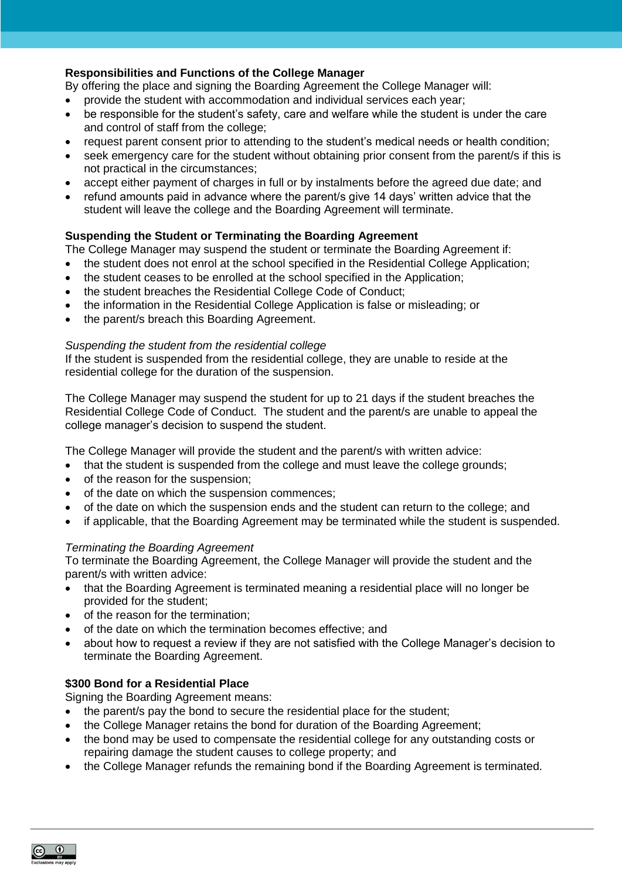**Responsibilities and Functions of the College Manager**

By offering the place and signing the Boarding Agreement the College Manager will:

- provide the student with accommodation and individual services each year;
- be responsible for the student's safety, care and welfare while the student is under the care and control of staff from the college;
- request parent consent prior to attending to the student's medical needs or health condition;
- seek emergency care for the student without obtaining prior consent from the parent/s if this is not practical in the circumstances;
- accept either payment of charges in full or by instalments before the agreed due date; and
- refund amounts paid in advance where the parent/s give 14 days' written advice that the student will leave the college and the Boarding Agreement will terminate.

**Suspending the Student or Terminating the Boarding Agreement**

The College Manager may suspend the student or terminate the Boarding Agreement if:

- the student does not enrol at the school specified in the Residential College Application;
- the student ceases to be enrolled at the school specified in the Application;
- the student breaches the Residential College Code of Conduct;
- the information in the Residential College Application is false or misleading; or
- the parent/s breach this Boarding Agreement.

*Suspending the student from the residential college*

If the student is suspended from the residential college, they are unable to reside at the residential college for the duration of the suspension.

The College Manager may suspend the student for up to 21 days if the student breaches the Residential College Code of Conduct. The student and the parent/s are unable to appeal the college manager's decision to suspend the student.

The College Manager will provide the student and the parent/s with written advice:

- that the student is suspended from the college and must leave the college grounds;
- of the reason for the suspension;
- of the date on which the suspension commences;
- of the date on which the suspension ends and the student can return to the college; and
- if applicable, that the Boarding Agreement may be terminated while the student is suspended.

*Terminating the Boarding Agreement*

To terminate the Boarding Agreement, the College Manager will provide the student and the parent/s with written advice:

- that the Boarding Agreement is terminated meaning a residential place will no longer be provided for the student;
- of the reason for the termination;
- of the date on which the termination becomes effective; and
- about how to request a review if they are not satisfied with the College Manager's decision to terminate the Boarding Agreement.

**$300 Bond for a Residential Place**

Signing the Boarding Agreement means:

- the parent/s pay the bond to secure the residential place for the student;
- the College Manager retains the bond for duration of the Boarding Agreement;
- the bond may be used to compensate the residential college for any outstanding costs or repairing damage the student causes to college property; and
- the College Manager refunds the remaining bond if the Boarding Agreement is terminated.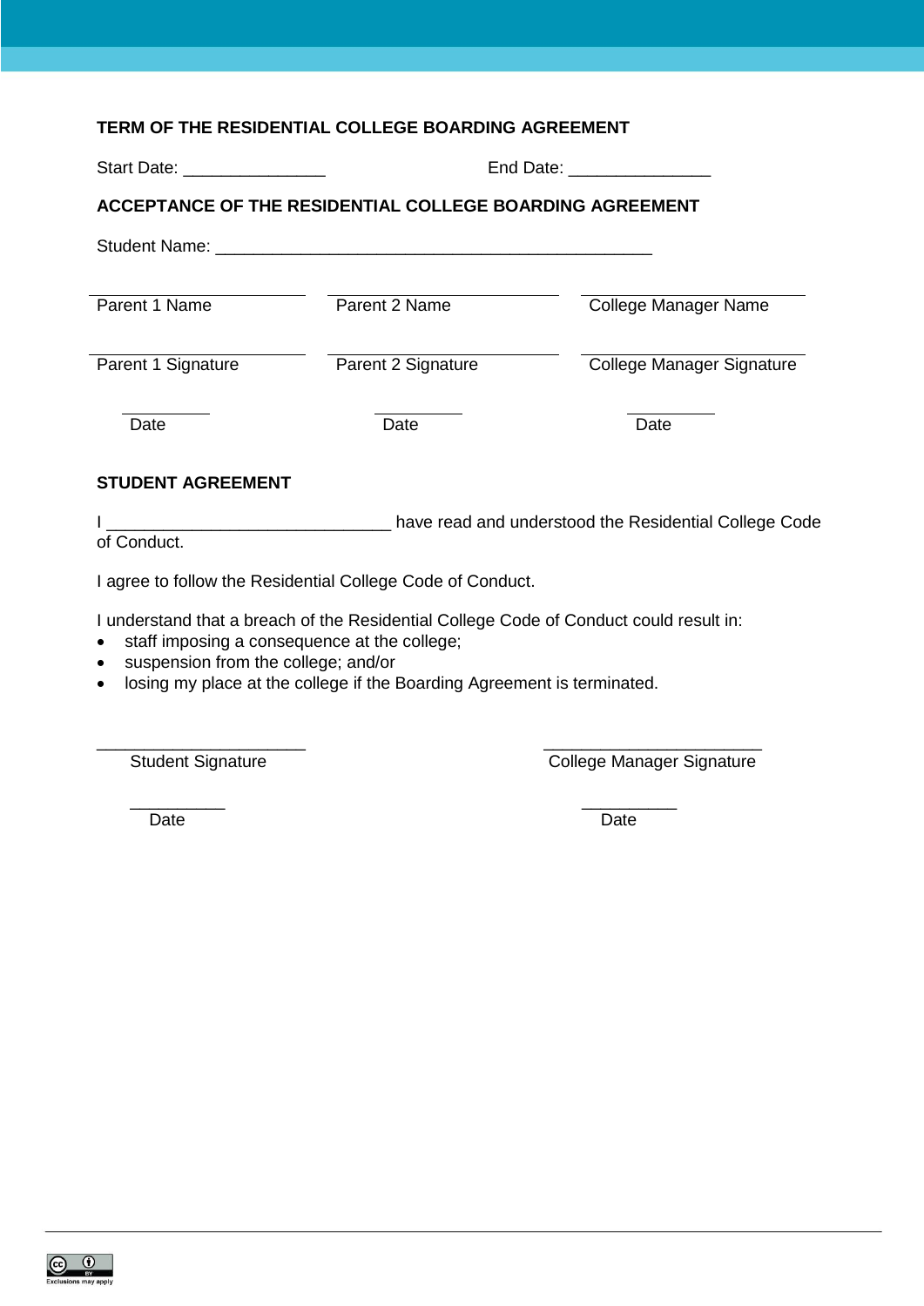## TERM OF THE RESIDENTIAL COLLEGE BOARDING AGREEMENT

Start Date: _______________ End Date: _______________

## ACCEPTANCE OF THE RESIDENTIAL COLLEGE BOARDING AGREEMENT

Student Name: ______________________________________________

| | | |
|---|---|---|
| Parent 1 Name | Parent 2 Name | College Manager Name |
| Parent 1 Signature | Parent 2 Signature | College Manager Signature |
| Date | Date | Date |

## STUDENT AGREEMENT

I ______________________________ have read and understood the Residential College Code of Conduct.

I agree to follow the Residential College Code of Conduct.

I understand that a breach of the Residential College Code of Conduct could result in:

- staff imposing a consequence at the college;
- suspension from the college; and/or
- losing my place at the college if the Boarding Agreement is terminated.

| | |
|---|---|
| Student Signature | College Manager Signature |
| Date | Date |